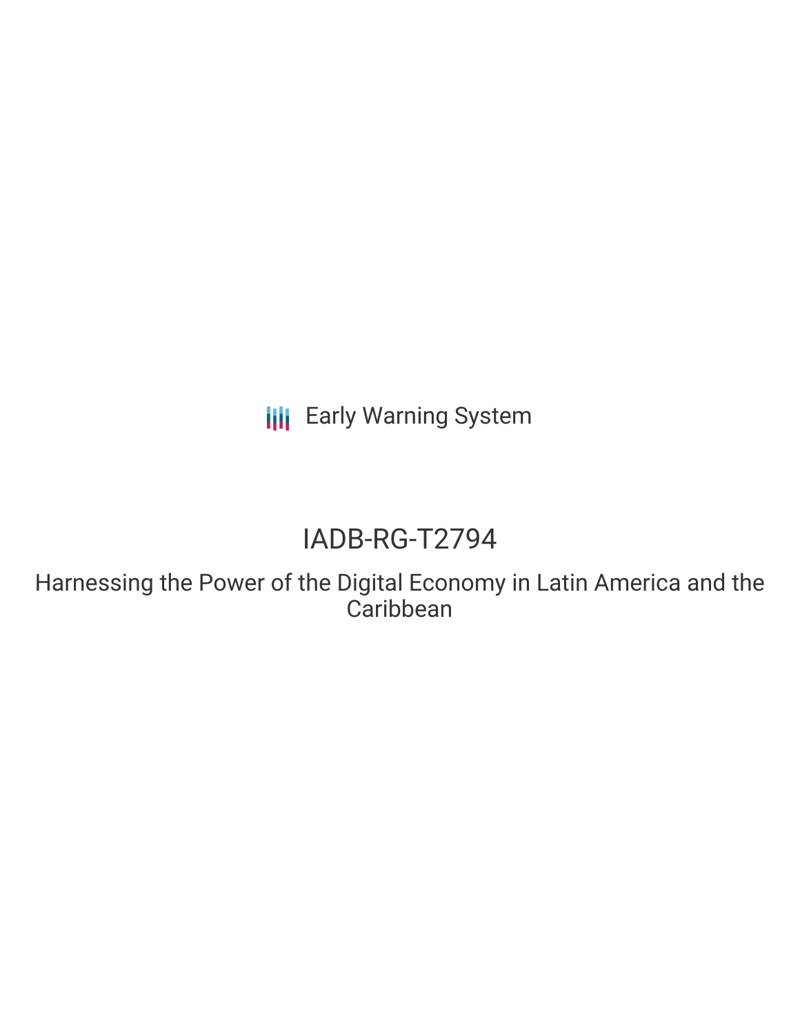Early Warning System

# IADB-RG-T2794

## Harnessing the Power of the Digital Economy in Latin America and the Caribbean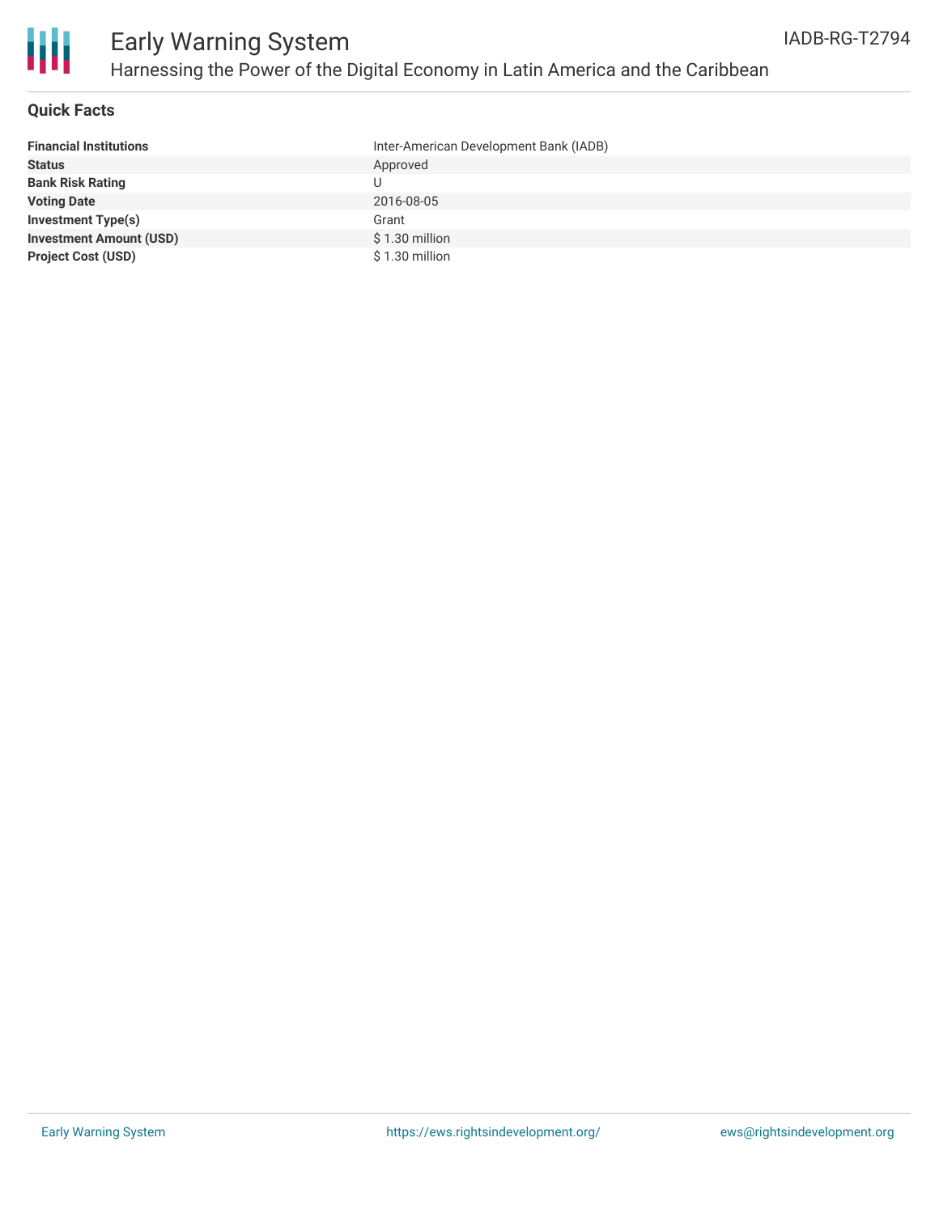# Early Warning System

## Harnessing the Power of the Digital Economy in Latin America and the Caribbean

IADB-RG-T2794

### Quick Facts

| | |
|---|---|
| **Financial Institutions** | Inter-American Development Bank (IADB) |
| **Status** | Approved |
| **Bank Risk Rating** | U |
| **Voting Date** | 2016-08-05 |
| **Investment Type(s)** | Grant |
| **Investment Amount (USD)** | $ 1.30 million |
| **Project Cost (USD)** | $ 1.30 million |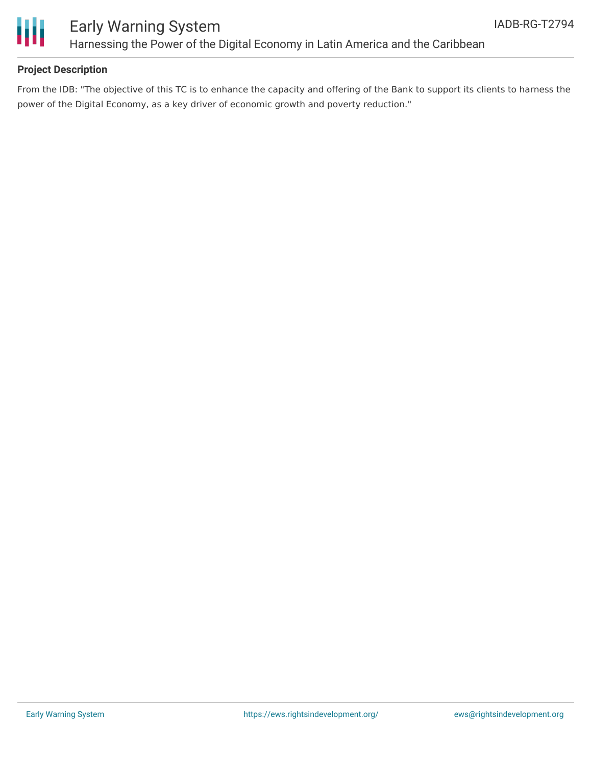## Project Description

From the IDB: "The objective of this TC is to enhance the capacity and offering of the Bank to support its clients to harness the power of the Digital Economy, as a key driver of economic growth and poverty reduction."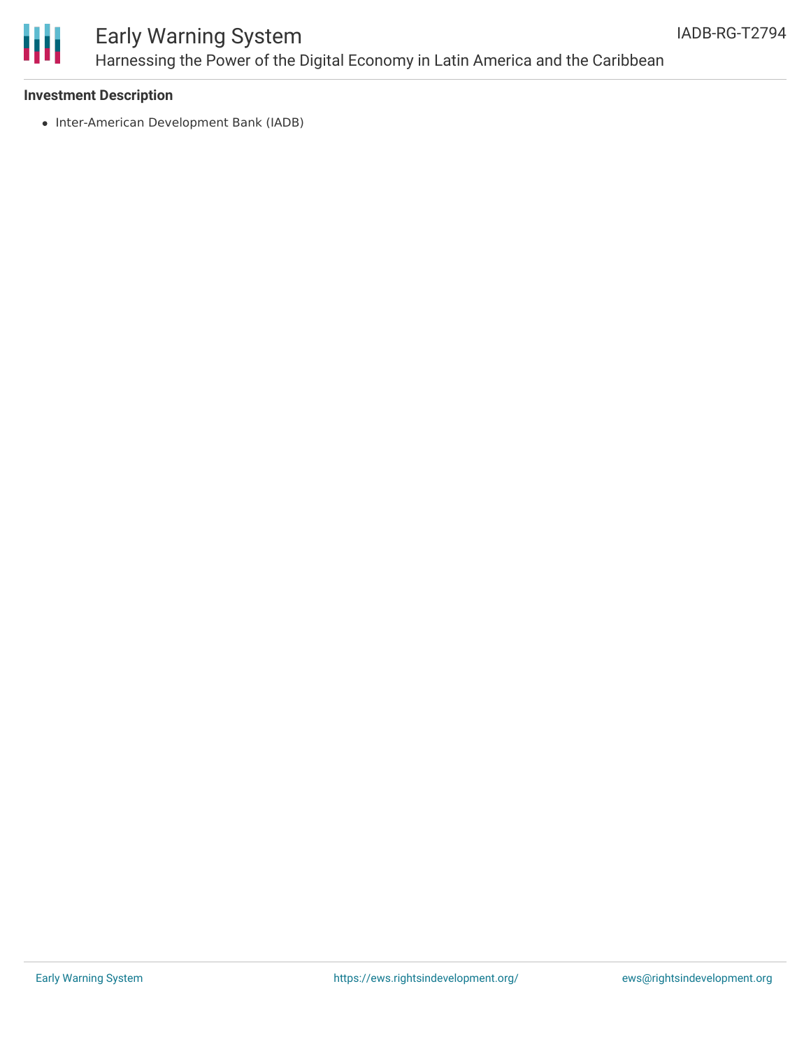### Investment Description

- Inter-American Development Bank (IADB)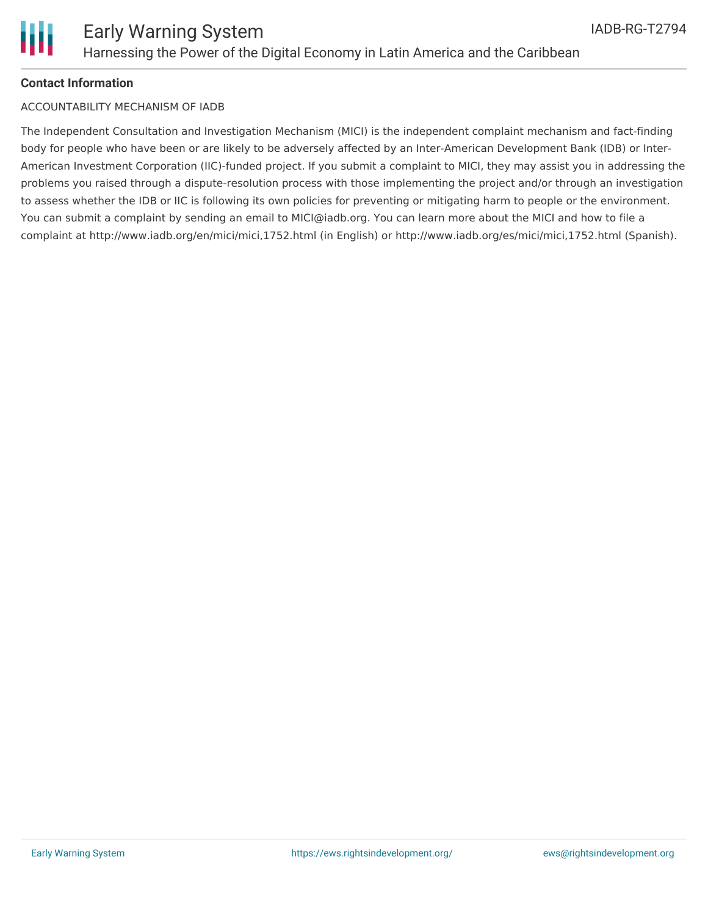**Contact Information**

ACCOUNTABILITY MECHANISM OF IADB

The Independent Consultation and Investigation Mechanism (MICI) is the independent complaint mechanism and fact-finding body for people who have been or are likely to be adversely affected by an Inter-American Development Bank (IDB) or Inter-American Investment Corporation (IIC)-funded project. If you submit a complaint to MICI, they may assist you in addressing the problems you raised through a dispute-resolution process with those implementing the project and/or through an investigation to assess whether the IDB or IIC is following its own policies for preventing or mitigating harm to people or the environment. You can submit a complaint by sending an email to MICI@iadb.org. You can learn more about the MICI and how to file a complaint at http://www.iadb.org/en/mici/mici,1752.html (in English) or http://www.iadb.org/es/mici/mici,1752.html (Spanish).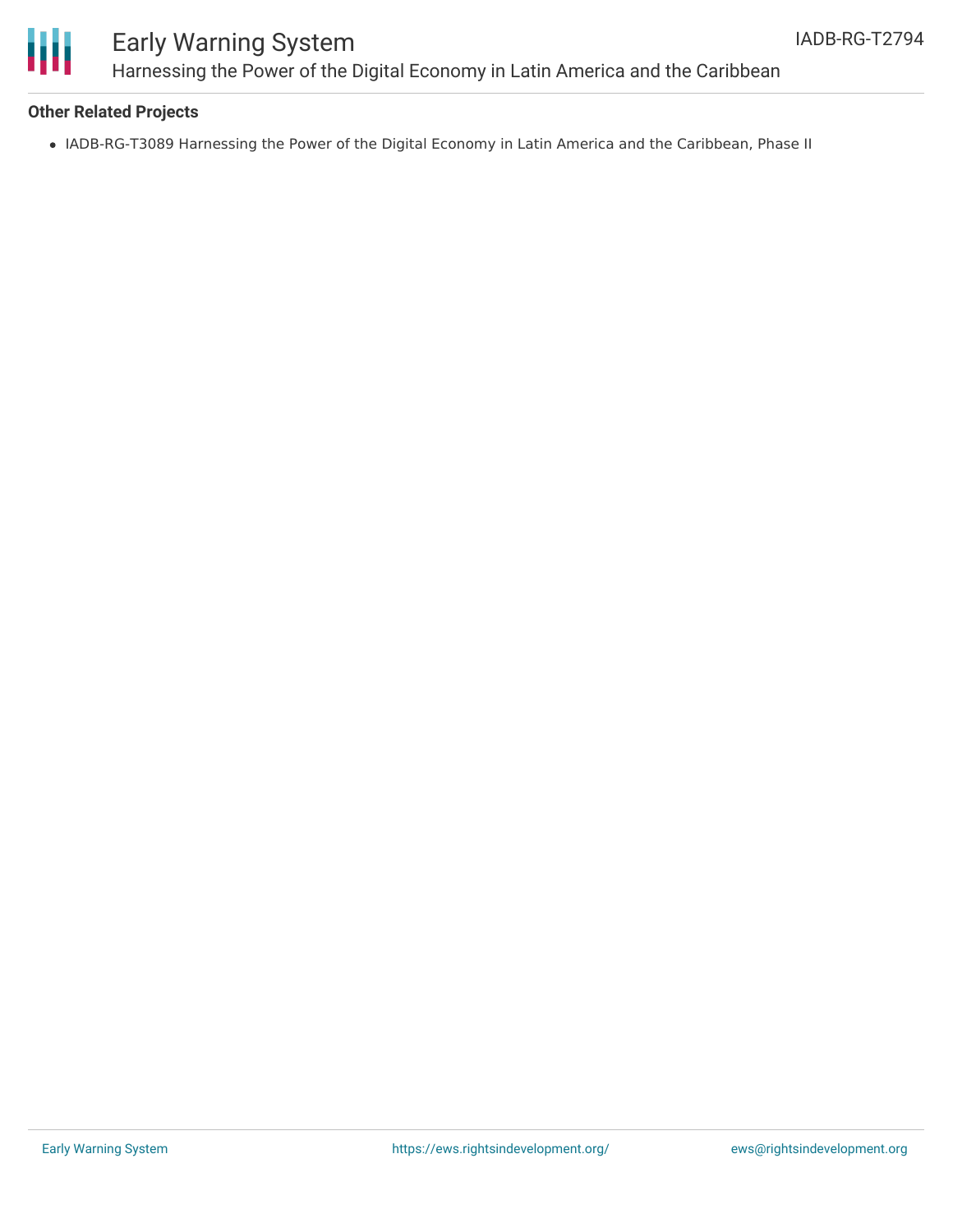**Other Related Projects**

- IADB-RG-T3089 Harnessing the Power of the Digital Economy in Latin America and the Caribbean, Phase II